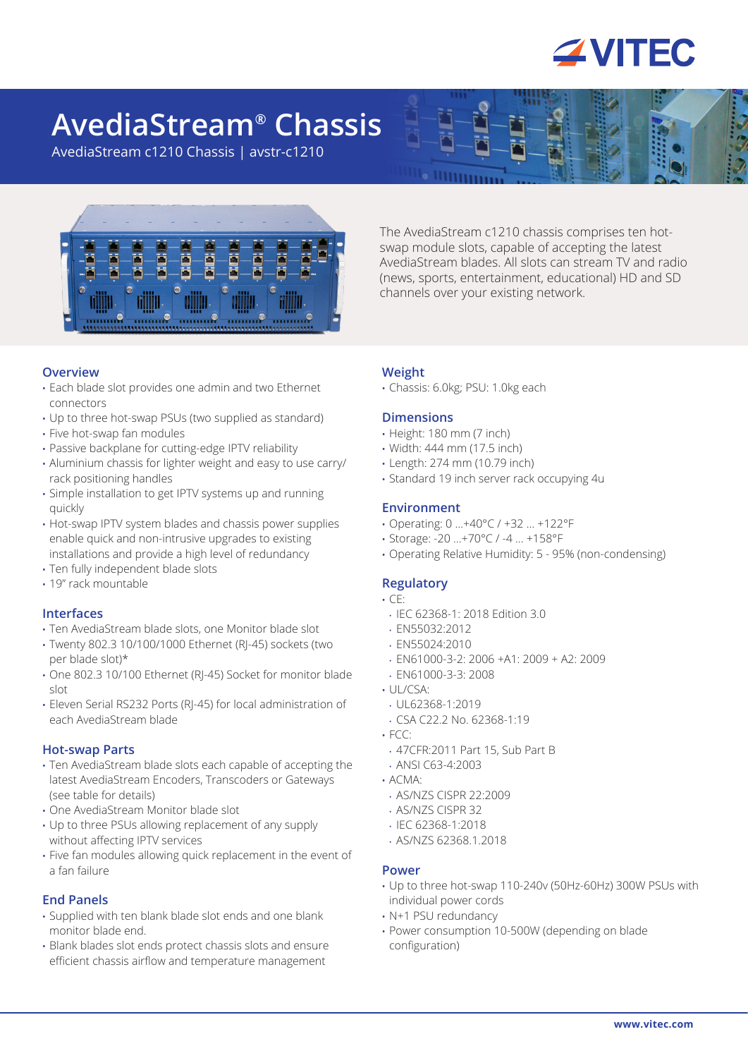# AvediaStream® Chassis

AvediaStream c1210 Chassis | avstr-c1210

The AvediaStream c1210 chassis comprises ten hot-swap module slots, capable of accepting the latest AvediaStream blades. All slots can stream TV and radio (news, sports, entertainment, educational) HD and SD channels over your existing network.

## Overview

- Each blade slot provides one admin and two Ethernet connectors
- Up to three hot-swap PSUs (two supplied as standard)
- Five hot-swap fan modules
- Passive backplane for cutting-edge IPTV reliability
- Aluminium chassis for lighter weight and easy to use carry/ rack positioning handles
- Simple installation to get IPTV systems up and running quickly
- Hot-swap IPTV system blades and chassis power supplies enable quick and non-intrusive upgrades to existing installations and provide a high level of redundancy
- Ten fully independent blade slots
- 19" rack mountable

## Interfaces

- Ten AvediaStream blade slots, one Monitor blade slot
- Twenty 802.3 10/100/1000 Ethernet (RJ-45) sockets (two per blade slot)*
- One 802.3 10/100 Ethernet (RJ-45) Socket for monitor blade slot
- Eleven Serial RS232 Ports (RJ-45) for local administration of each AvediaStream blade

## Hot-swap Parts

- Ten AvediaStream blade slots each capable of accepting the latest AvediaStream Encoders, Transcoders or Gateways (see table for details)
- One AvediaStream Monitor blade slot
- Up to three PSUs allowing replacement of any supply without affecting IPTV services
- Five fan modules allowing quick replacement in the event of a fan failure

## End Panels

- Supplied with ten blank blade slot ends and one blank monitor blade end.
- Blank blades slot ends protect chassis slots and ensure efficient chassis airflow and temperature management

## Weight

- Chassis: 6.0kg; PSU: 1.0kg each

## Dimensions

- Height: 180 mm (7 inch)
- Width: 444 mm (17.5 inch)
- Length: 274 mm (10.79 inch)
- Standard 19 inch server rack occupying 4u

## Environment

- Operating: 0 ...+40°C / +32 ... +122°F
- Storage: -20 ...+70°C / -4 ... +158°F
- Operating Relative Humidity: 5 - 95% (non-condensing)

## Regulatory

- CE:
  - IEC 62368-1: 2018 Edition 3.0
  - EN55032:2012
  - EN55024:2010
  - EN61000-3-2: 2006 +A1: 2009 + A2: 2009
  - EN61000-3-3: 2008
- UL/CSA:
  - UL62368-1:2019
  - CSA C22.2 No. 62368-1:19
- FCC:
  - 47CFR:2011 Part 15, Sub Part B
  - ANSI C63-4:2003
- ACMA:
  - AS/NZS CISPR 22:2009
  - AS/NZS CISPR 32
  - IEC 62368-1:2018
  - AS/NZS 62368.1.2018

## Power

- Up to three hot-swap 110-240v (50Hz-60Hz) 300W PSUs with individual power cords
- N+1 PSU redundancy
- Power consumption 10-500W (depending on blade configuration)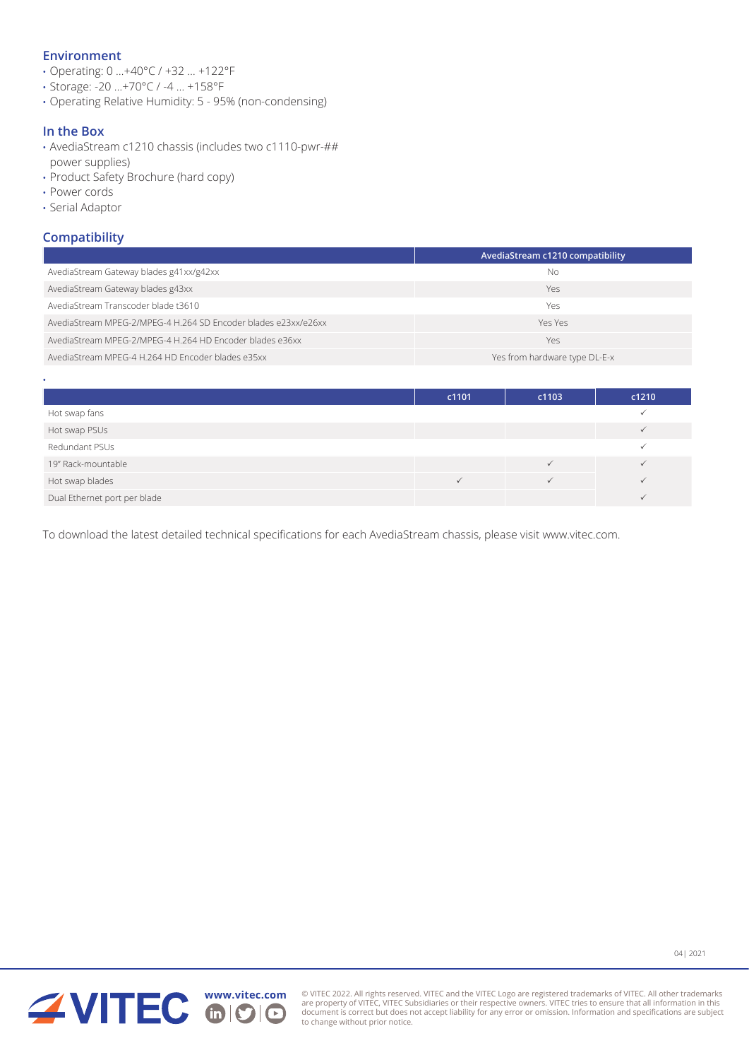## Environment

- Operating: 0 …+40°C / +32 … +122°F
- Storage: -20 …+70°C / -4 … +158°F
- Operating Relative Humidity: 5 - 95% (non-condensing)

## In the Box

- AvediaStream c1210 chassis (includes two c1110-pwr-## power supplies)
- Product Safety Brochure (hard copy)
- Power cords
- Serial Adaptor

## Compatibility

| | AvediaStream c1210 compatibility |
|---|---|
| AvediaStream Gateway blades g41xx/g42xx | No |
| AvediaStream Gateway blades g43xx | Yes |
| AvediaStream Transcoder blade t3610 | Yes |
| AvediaStream MPEG-2/MPEG-4 H.264 SD Encoder blades e23xx/e26xx | Yes Yes |
| AvediaStream MPEG-2/MPEG-4 H.264 HD Encoder blades e36xx | Yes |
| AvediaStream MPEG-4 H.264 HD Encoder blades e35xx | Yes from hardware type DL-E-x |

| | c1101 | c1103 | c1210 |
|---|---|---|---|
| Hot swap fans | | | ✓ |
| Hot swap PSUs | | | ✓ |
| Redundant PSUs | | | ✓ |
| 19" Rack-mountable | | ✓ | ✓ |
| Hot swap blades | ✓ | ✓ | ✓ |
| Dual Ethernet port per blade | | | ✓ |

To download the latest detailed technical specifications for each AvediaStream chassis, please visit www.vitec.com.

04| 2021

www.vitec.com

© VITEC 2022. All rights reserved. VITEC and the VITEC Logo are registered trademarks of VITEC. All other trademarks are property of VITEC, VITEC Subsidiaries or their respective owners. VITEC tries to ensure that all information in this document is correct but does not accept liability for any error or omission. Information and specifications are subject to change without prior notice.